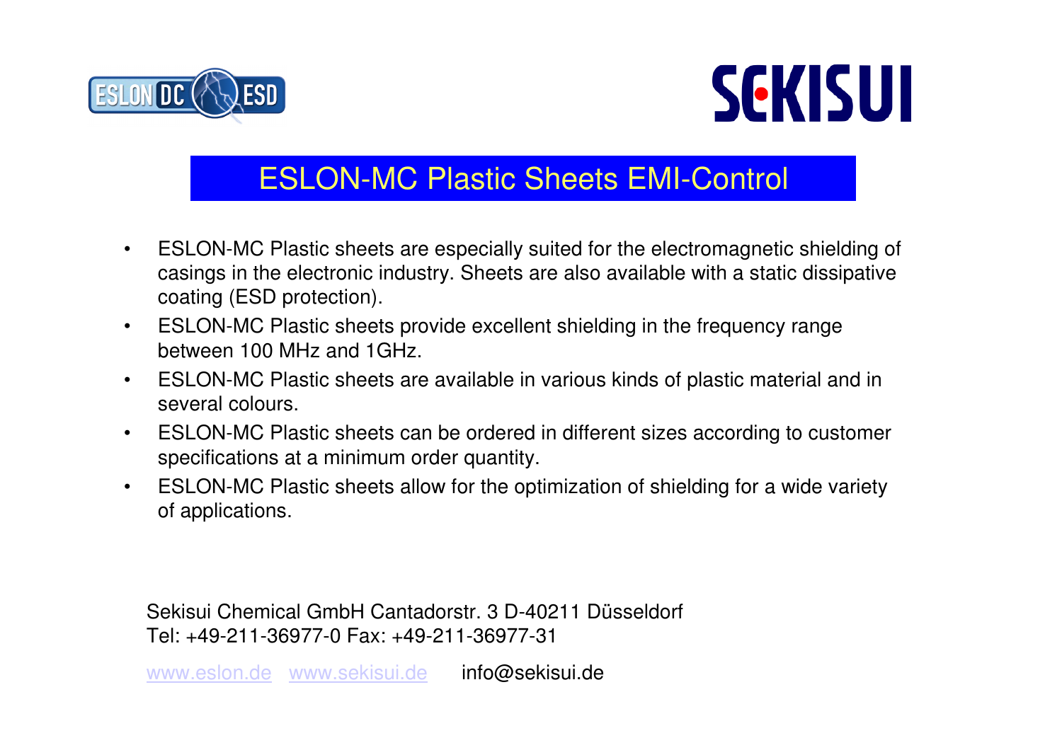# ESLON-MC Plastic Sheets EMI-Control

- ESLON-MC Plastic sheets are especially suited for the electromagnetic shielding of casings in the electronic industry. Sheets are also available with a static dissipative coating (ESD protection).
- ESLON-MC Plastic sheets provide excellent shielding in the frequency range between 100 MHz and 1GHz.
- ESLON-MC Plastic sheets are available in various kinds of plastic material and in several colours.
- ESLON-MC Plastic sheets can be ordered in different sizes according to customer specifications at a minimum order quantity.
- ESLON-MC Plastic sheets allow for the optimization of shielding for a wide variety of applications.

Sekisui Chemical GmbH Cantadorstr. 3 D-40211 Düsseldorf
Tel: +49-211-36977-0 Fax: +49-211-36977-31

www.eslon.de www.sekisui.de info@sekisui.de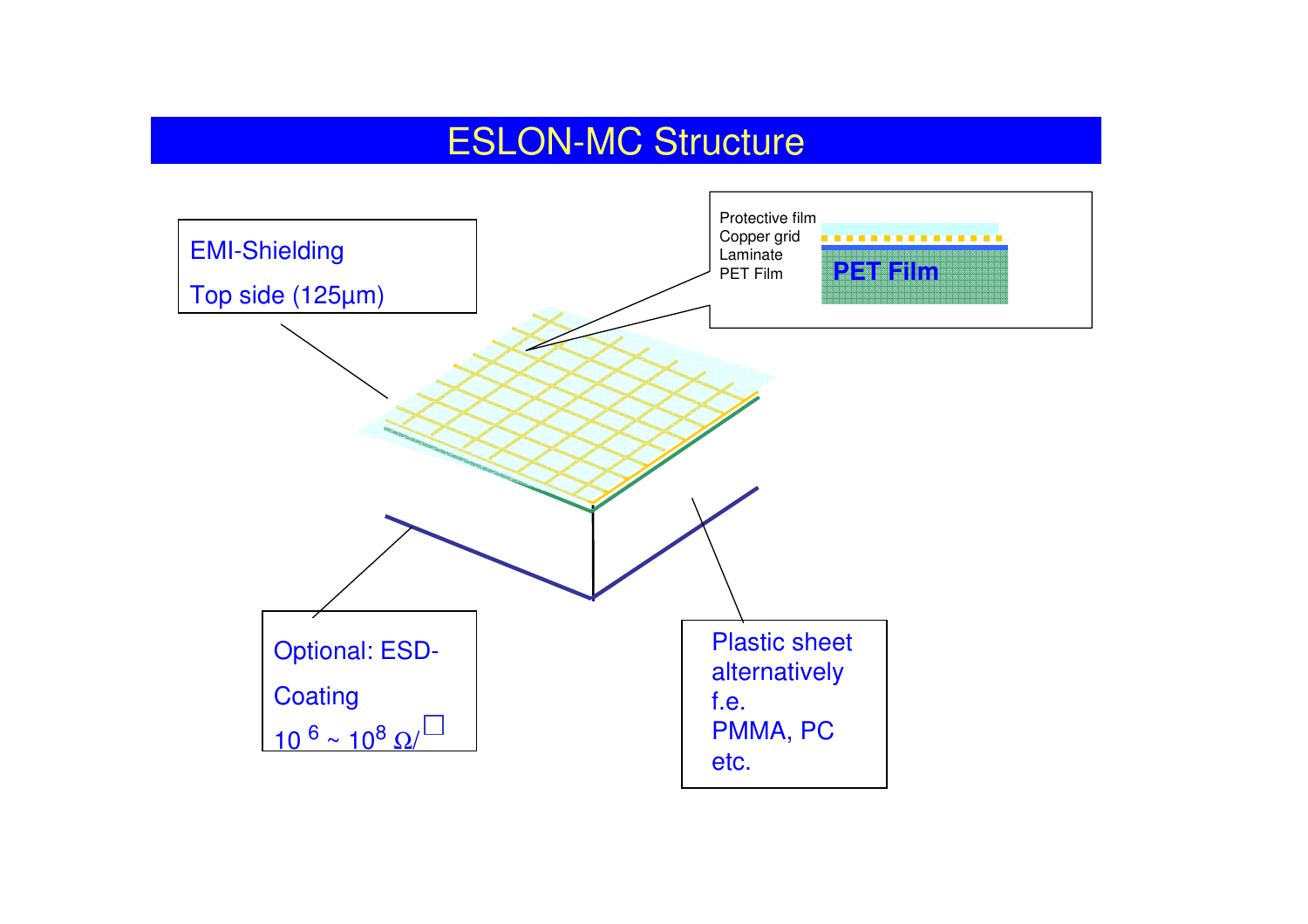# ESLON-MC Structure

EMI-Shielding

Top side (125µm)

Protective film
Copper grid
Laminate
PET Film

**PET Film**

Optional: ESD-Coating

$10^{6} \sim 10^{8}\ \Omega/\square$

Plastic sheet alternatively f.e.
PMMA, PC etc.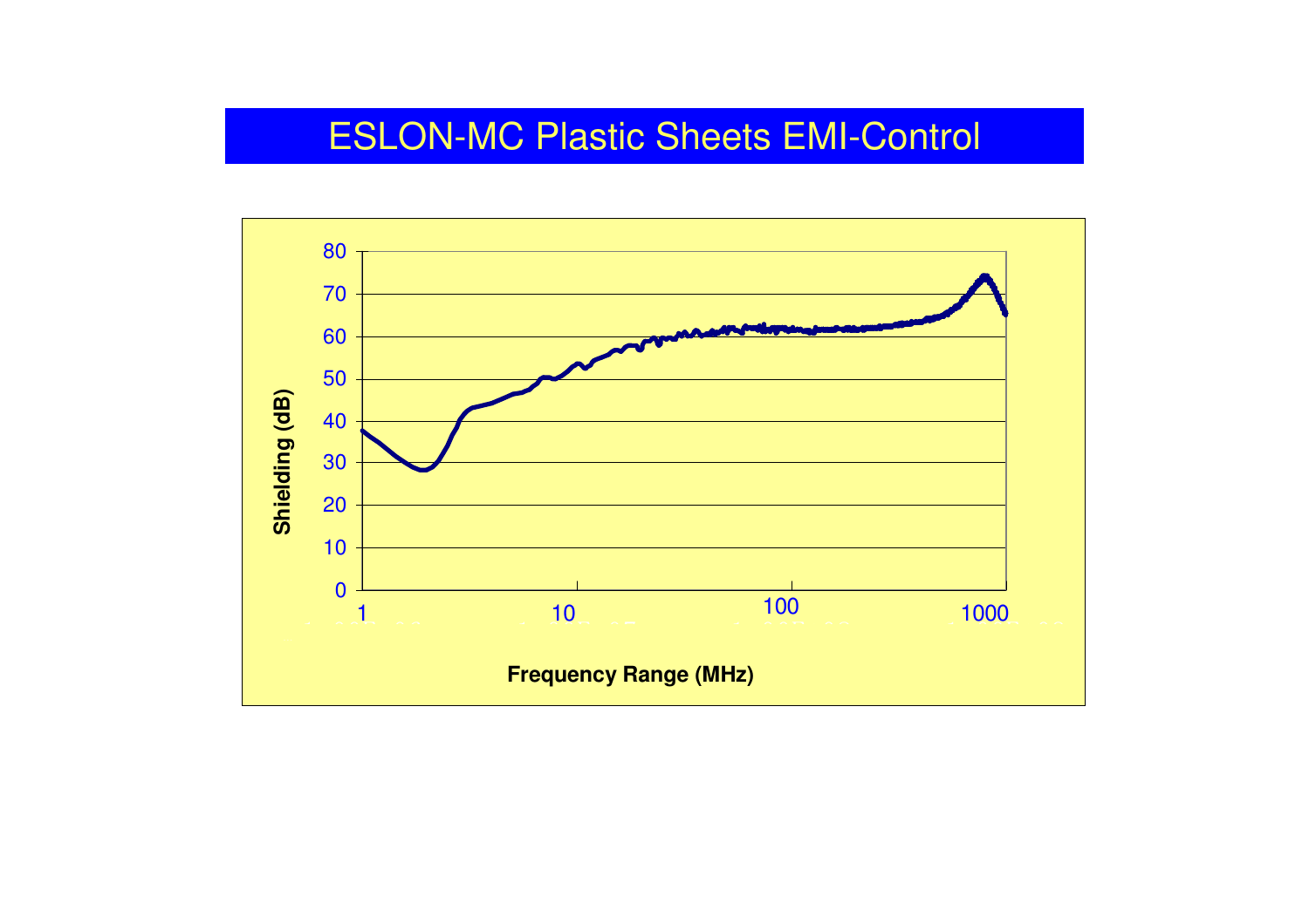# ESLON-MC Plastic Sheets EMI-Control

Shielding (dB)

80
70
60
50
40
30
20
10
0

1 10 100 1000

Frequency Range (MHz)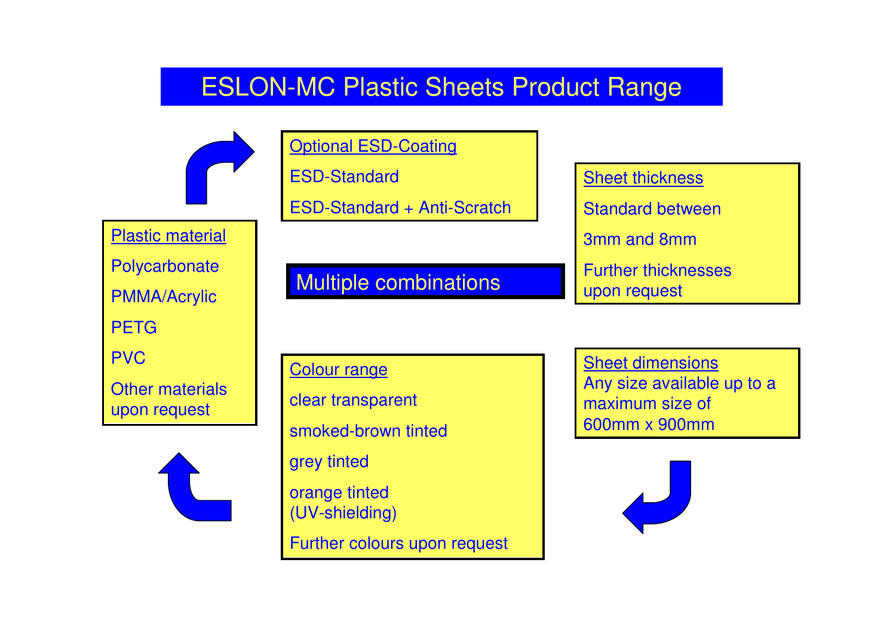# ESLON-MC Plastic Sheets Product Range

## Plastic material

Polycarbonate

PMMA/Acrylic

PETG

PVC

Other materials upon request

## Optional ESD-Coating

ESD-Standard

ESD-Standard + Anti-Scratch

## Sheet thickness

Standard between

3mm and 8mm

Further thicknesses upon request

## Multiple combinations

## Sheet dimensions

Any size available up to a maximum size of 600mm x 900mm

## Colour range

clear transparent

smoked-brown tinted

grey tinted

orange tinted (UV-shielding)

Further colours upon request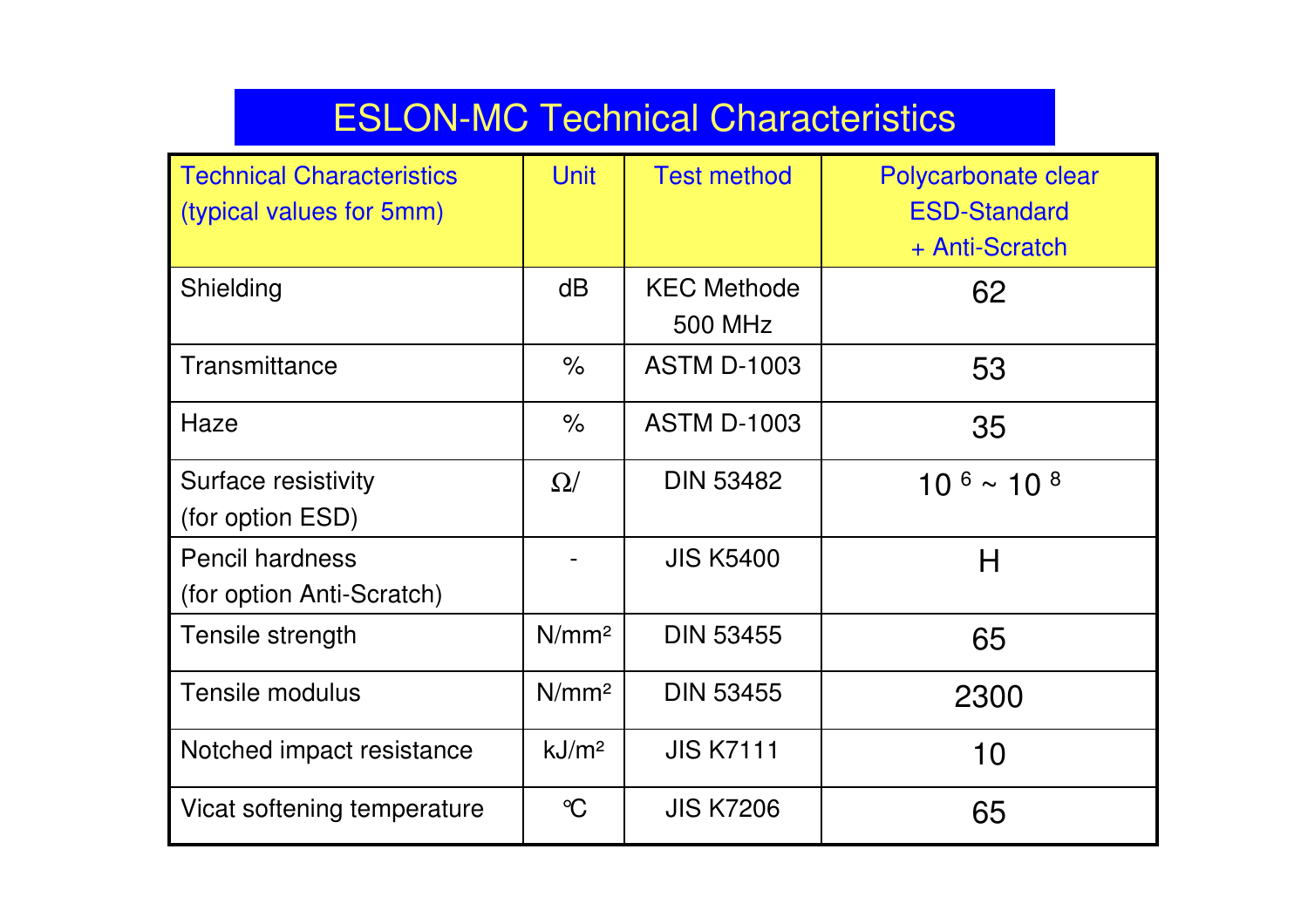# ESLON-MC Technical Characteristics

| Technical Characteristics (typical values for 5mm) | Unit | Test method | Polycarbonate clear ESD-Standard + Anti-Scratch |
|---|---|---|---|
| Shielding | dB | KEC Methode 500 MHz | 62 |
| Transmittance | % | ASTM D-1003 | 53 |
| Haze | % | ASTM D-1003 | 35 |
| Surface resistivity (for option ESD) | Ω/ | DIN 53482 | $10^6 \sim 10^8$ |
| Pencil hardness (for option Anti-Scratch) | - | JIS K5400 | H |
| Tensile strength | $N/mm^2$ | DIN 53455 | 65 |
| Tensile modulus | $N/mm^2$ | DIN 53455 | 2300 |
| Notched impact resistance | $kJ/m^2$ | JIS K7111 | 10 |
| Vicat softening temperature | ℃ | JIS K7206 | 65 |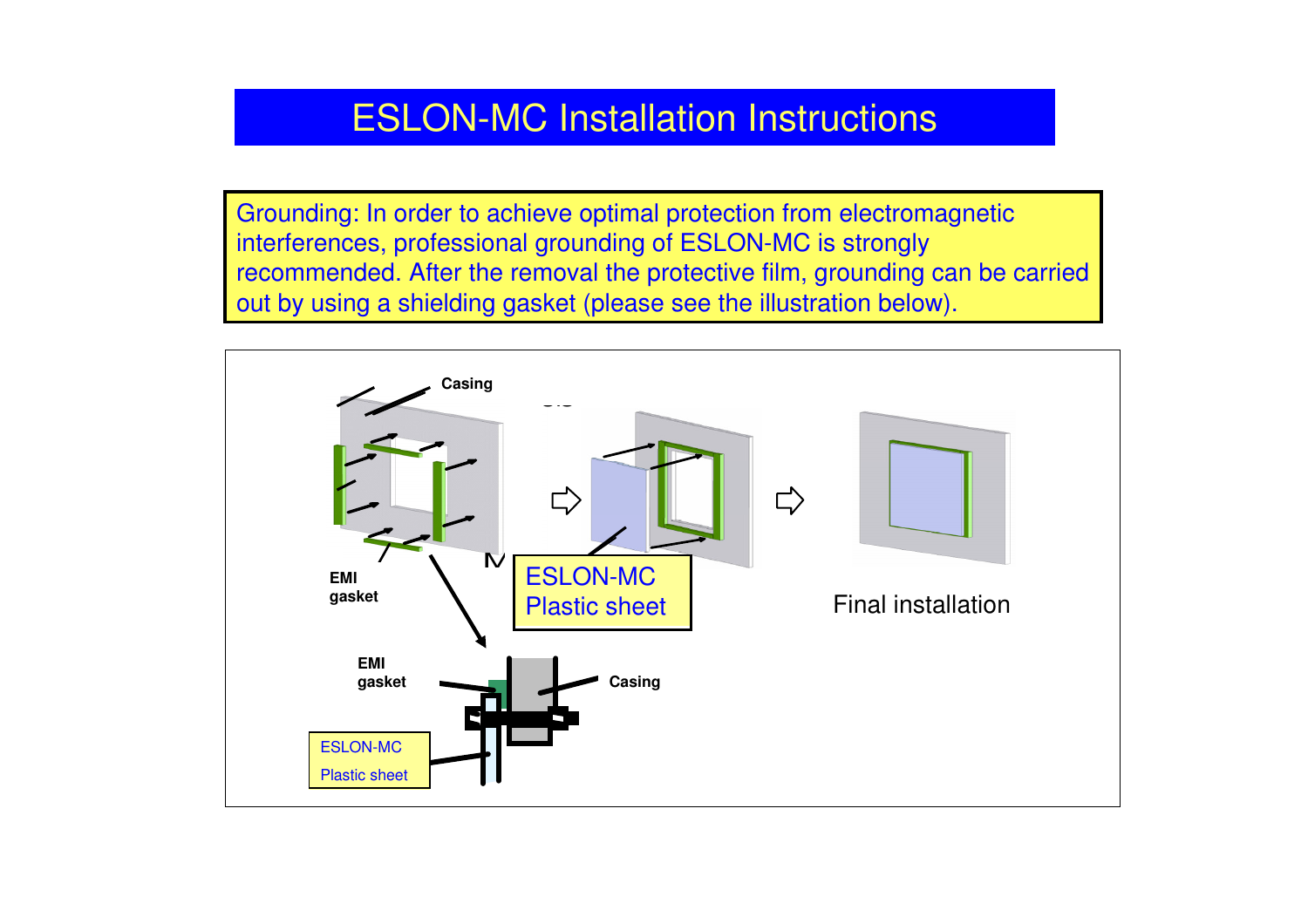# ESLON-MC Installation Instructions

Grounding: In order to achieve optimal protection from electromagnetic interferences, professional grounding of ESLON-MC is strongly recommended. After the removal the protective film, grounding can be carried out by using a shielding gasket (please see the illustration below).

Casing

EMI gasket

ESLON-MC Plastic sheet

Final installation

EMI gasket

Casing

ESLON-MC Plastic sheet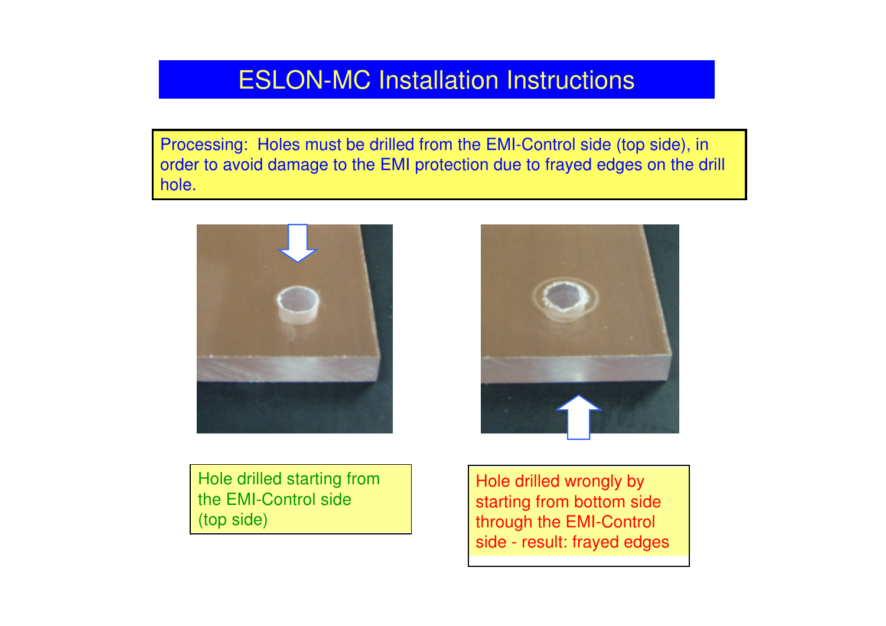# ESLON-MC Installation Instructions

Processing: Holes must be drilled from the EMI-Control side (top side), in order to avoid damage to the EMI protection due to frayed edges on the drill hole.

Hole drilled starting from the EMI-Control side (top side)

Hole drilled wrongly by starting from bottom side through the EMI-Control side - result: frayed edges